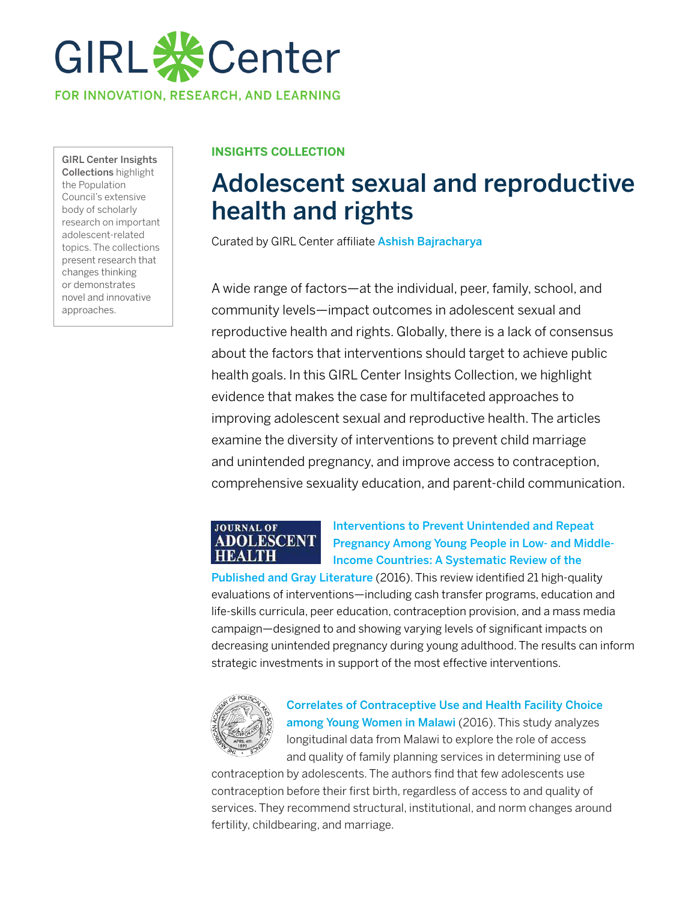# GIRL Center

FOR INNOVATION, RESEARCH, AND LEARNING

**GIRL Center Insights Collections** highlight the Population Council's extensive body of scholarly research on important adolescent-related topics. The collections present research that changes thinking or demonstrates novel and innovative approaches.

**INSIGHTS COLLECTION**

## Adolescent sexual and reproductive health and rights

Curated by GIRL Center affiliate Ashish Bajracharya

A wide range of factors—at the individual, peer, family, school, and community levels—impact outcomes in adolescent sexual and reproductive health and rights. Globally, there is a lack of consensus about the factors that interventions should target to achieve public health goals. In this GIRL Center Insights Collection, we highlight evidence that makes the case for multifaceted approaches to improving adolescent sexual and reproductive health. The articles examine the diversity of interventions to prevent child marriage and unintended pregnancy, and improve access to contraception, comprehensive sexuality education, and parent-child communication.

**Interventions to Prevent Unintended and Repeat Pregnancy Among Young People in Low- and Middle-Income Countries: A Systematic Review of the Published and Gray Literature** (2016). This review identified 21 high-quality evaluations of interventions—including cash transfer programs, education and life-skills curricula, peer education, contraception provision, and a mass media campaign—designed to and showing varying levels of significant impacts on decreasing unintended pregnancy during young adulthood. The results can inform strategic investments in support of the most effective interventions.

**Correlates of Contraceptive Use and Health Facility Choice among Young Women in Malawi** (2016). This study analyzes longitudinal data from Malawi to explore the role of access and quality of family planning services in determining use of contraception by adolescents. The authors find that few adolescents use contraception before their first birth, regardless of access to and quality of services. They recommend structural, institutional, and norm changes around fertility, childbearing, and marriage.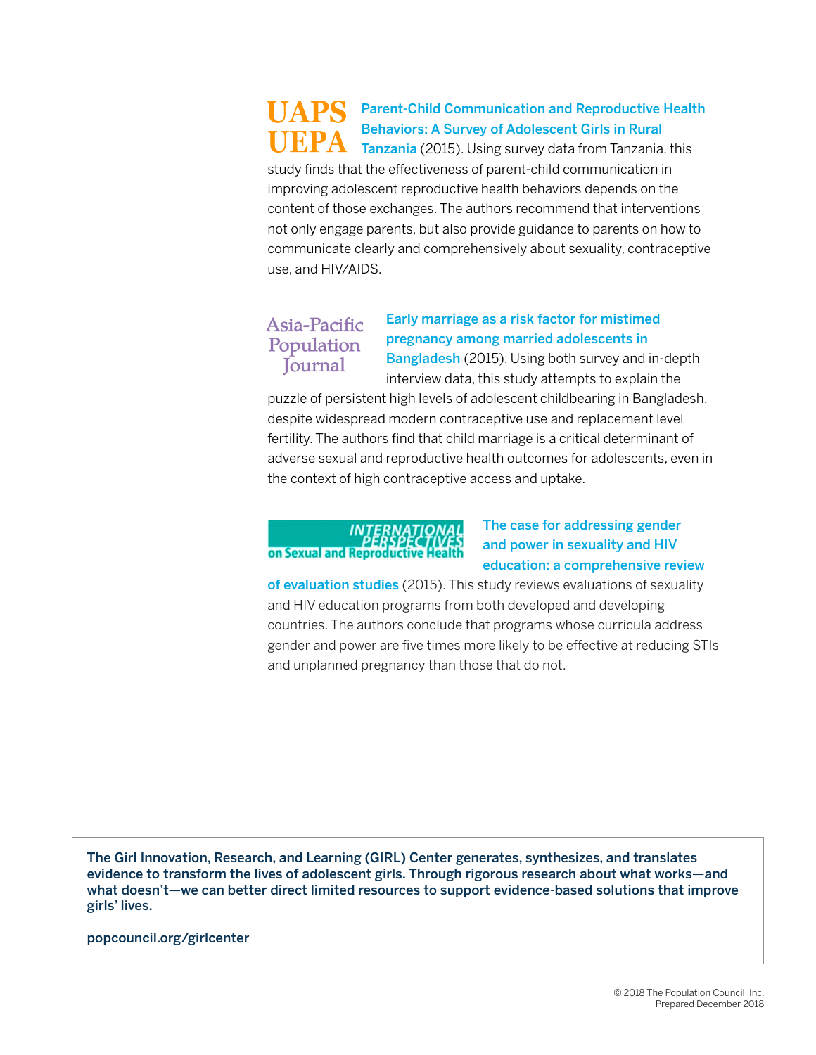UAPS UEPA

**Parent-Child Communication and Reproductive Health Behaviors: A Survey of Adolescent Girls in Rural Tanzania** (2015). Using survey data from Tanzania, this study finds that the effectiveness of parent-child communication in improving adolescent reproductive health behaviors depends on the content of those exchanges. The authors recommend that interventions not only engage parents, but also provide guidance to parents on how to communicate clearly and comprehensively about sexuality, contraceptive use, and HIV/AIDS.

Asia-Pacific Population Journal

**Early marriage as a risk factor for mistimed pregnancy among married adolescents in Bangladesh** (2015). Using both survey and in-depth interview data, this study attempts to explain the puzzle of persistent high levels of adolescent childbearing in Bangladesh, despite widespread modern contraceptive use and replacement level fertility. The authors find that child marriage is a critical determinant of adverse sexual and reproductive health outcomes for adolescents, even in the context of high contraceptive access and uptake.

INTERNATIONAL PERSPECTIVES on Sexual and Reproductive Health

**The case for addressing gender and power in sexuality and HIV education: a comprehensive review of evaluation studies** (2015). This study reviews evaluations of sexuality and HIV education programs from both developed and developing countries. The authors conclude that programs whose curricula address gender and power are five times more likely to be effective at reducing STIs and unplanned pregnancy than those that do not.

**The Girl Innovation, Research, and Learning (GIRL) Center generates, synthesizes, and translates evidence to transform the lives of adolescent girls. Through rigorous research about what works—and what doesn't—we can better direct limited resources to support evidence-based solutions that improve girls' lives.**

**popcouncil.org/girlcenter**

© 2018 The Population Council, Inc.
Prepared December 2018